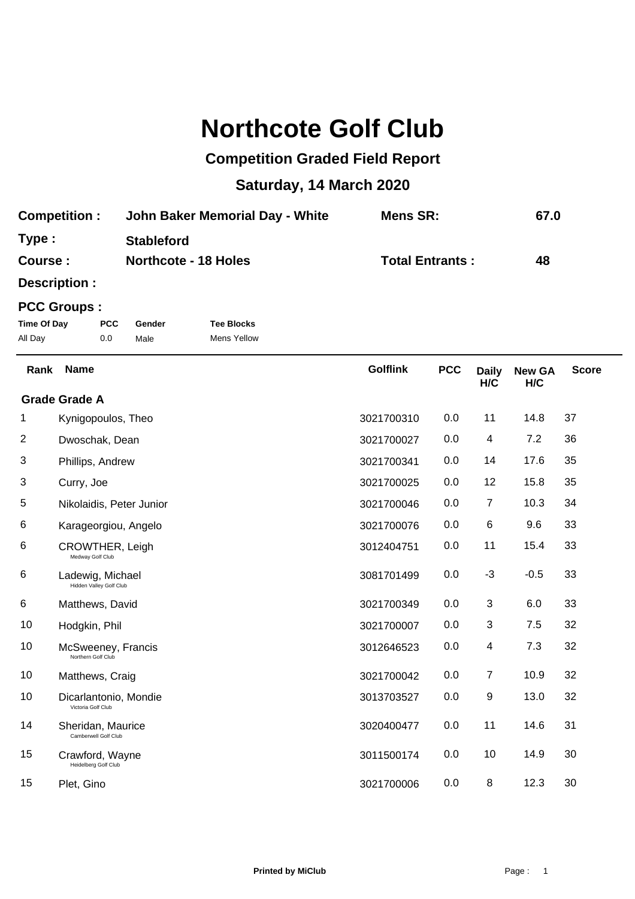# Northcote Golf Club

## Competition Graded Field Report

## Saturday, 14 March 2020

**Competition :** John Baker Memorial Day - White  **Mens SR:** 67.0

**Type :** Stableford

**Course :** Northcote - 18 Holes  **Total Entrants :** 48

**Description :**

**PCC Groups :**

| Time Of Day | PCC | Gender | Tee Blocks |
|---|---|---|---|
| All Day | 0.0 | Male | Mens Yellow |

| Rank | Name | Golflink | PCC | Daily H/C | New GA H/C | Score |
|---|---|---|---|---|---|---|
| **Grade Grade A** | | | | | | |
| 1 | Kynigopoulos, Theo | 3021700310 | 0.0 | 11 | 14.8 | 37 |
| 2 | Dwoschak, Dean | 3021700027 | 0.0 | 4 | 7.2 | 36 |
| 3 | Phillips, Andrew | 3021700341 | 0.0 | 14 | 17.6 | 35 |
| 3 | Curry, Joe | 3021700025 | 0.0 | 12 | 15.8 | 35 |
| 5 | Nikolaidis, Peter Junior | 3021700046 | 0.0 | 7 | 10.3 | 34 |
| 6 | Karageorgiou, Angelo | 3021700076 | 0.0 | 6 | 9.6 | 33 |
| 6 | CROWTHER, Leigh (Medway Golf Club) | 3012404751 | 0.0 | 11 | 15.4 | 33 |
| 6 | Ladewig, Michael (Hidden Valley Golf Club) | 3081701499 | 0.0 | -3 | -0.5 | 33 |
| 6 | Matthews, David | 3021700349 | 0.0 | 3 | 6.0 | 33 |
| 10 | Hodgkin, Phil | 3021700007 | 0.0 | 3 | 7.5 | 32 |
| 10 | McSweeney, Francis (Northern Golf Club) | 3012646523 | 0.0 | 4 | 7.3 | 32 |
| 10 | Matthews, Craig | 3021700042 | 0.0 | 7 | 10.9 | 32 |
| 10 | Dicarlantonio, Mondie (Victoria Golf Club) | 3013703527 | 0.0 | 9 | 13.0 | 32 |
| 14 | Sheridan, Maurice (Camberwell Golf Club) | 3020400477 | 0.0 | 11 | 14.6 | 31 |
| 15 | Crawford, Wayne (Heidelberg Golf Club) | 3011500174 | 0.0 | 10 | 14.9 | 30 |
| 15 | Plet, Gino | 3021700006 | 0.0 | 8 | 12.3 | 30 |

Printed by MiClub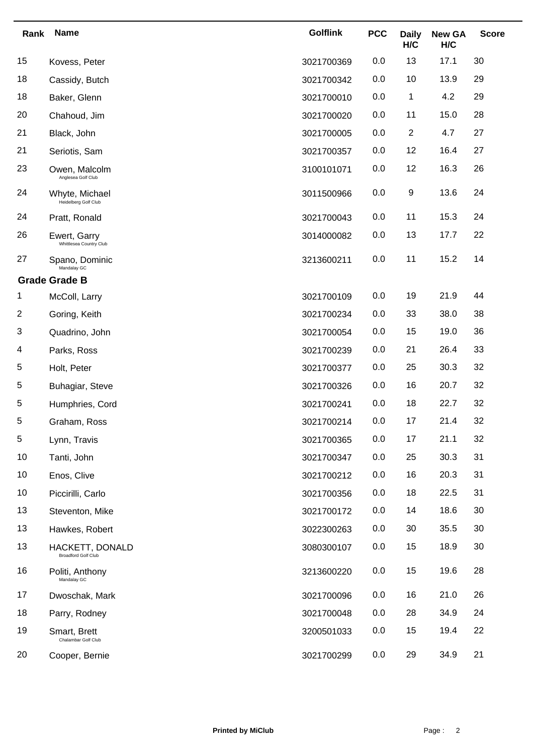| Rank | Name | Golflink | PCC | Daily H/C | New GA H/C | Score |
|---|---|---|---|---|---|---|
| 15 | Kovess, Peter | 3021700369 | 0.0 | 13 | 17.1 | 30 |
| 18 | Cassidy, Butch | 3021700342 | 0.0 | 10 | 13.9 | 29 |
| 18 | Baker, Glenn | 3021700010 | 0.0 | 1 | 4.2 | 29 |
| 20 | Chahoud, Jim | 3021700020 | 0.0 | 11 | 15.0 | 28 |
| 21 | Black, John | 3021700005 | 0.0 | 2 | 4.7 | 27 |
| 21 | Seriotis, Sam | 3021700357 | 0.0 | 12 | 16.4 | 27 |
| 23 | Owen, Malcolm<br>Anglesea Golf Club | 3100101071 | 0.0 | 12 | 16.3 | 26 |
| 24 | Whyte, Michael<br>Heidelberg Golf Club | 3011500966 | 0.0 | 9 | 13.6 | 24 |
| 24 | Pratt, Ronald | 3021700043 | 0.0 | 11 | 15.3 | 24 |
| 26 | Ewert, Garry<br>Whittlesea Country Club | 3014000082 | 0.0 | 13 | 17.7 | 22 |
| 27 | Spano, Dominic<br>Mandalay GC | 3213600211 | 0.0 | 11 | 15.2 | 14 |

**Grade Grade B**

| Rank | Name | Golflink | PCC | Daily H/C | New GA H/C | Score |
|---|---|---|---|---|---|---|
| 1 | McColl, Larry | 3021700109 | 0.0 | 19 | 21.9 | 44 |
| 2 | Goring, Keith | 3021700234 | 0.0 | 33 | 38.0 | 38 |
| 3 | Quadrino, John | 3021700054 | 0.0 | 15 | 19.0 | 36 |
| 4 | Parks, Ross | 3021700239 | 0.0 | 21 | 26.4 | 33 |
| 5 | Holt, Peter | 3021700377 | 0.0 | 25 | 30.3 | 32 |
| 5 | Buhagiar, Steve | 3021700326 | 0.0 | 16 | 20.7 | 32 |
| 5 | Humphries, Cord | 3021700241 | 0.0 | 18 | 22.7 | 32 |
| 5 | Graham, Ross | 3021700214 | 0.0 | 17 | 21.4 | 32 |
| 5 | Lynn, Travis | 3021700365 | 0.0 | 17 | 21.1 | 32 |
| 10 | Tanti, John | 3021700347 | 0.0 | 25 | 30.3 | 31 |
| 10 | Enos, Clive | 3021700212 | 0.0 | 16 | 20.3 | 31 |
| 10 | Piccirilli, Carlo | 3021700356 | 0.0 | 18 | 22.5 | 31 |
| 13 | Steventon, Mike | 3021700172 | 0.0 | 14 | 18.6 | 30 |
| 13 | Hawkes, Robert | 3022300263 | 0.0 | 30 | 35.5 | 30 |
| 13 | HACKETT, DONALD<br>Broadford Golf Club | 3080300107 | 0.0 | 15 | 18.9 | 30 |
| 16 | Politi, Anthony<br>Mandalay GC | 3213600220 | 0.0 | 15 | 19.6 | 28 |
| 17 | Dwoschak, Mark | 3021700096 | 0.0 | 16 | 21.0 | 26 |
| 18 | Parry, Rodney | 3021700048 | 0.0 | 28 | 34.9 | 24 |
| 19 | Smart, Brett<br>Chalambar Golf Club | 3200501033 | 0.0 | 15 | 19.4 | 22 |
| 20 | Cooper, Bernie | 3021700299 | 0.0 | 29 | 34.9 | 21 |

**Printed by MiClub**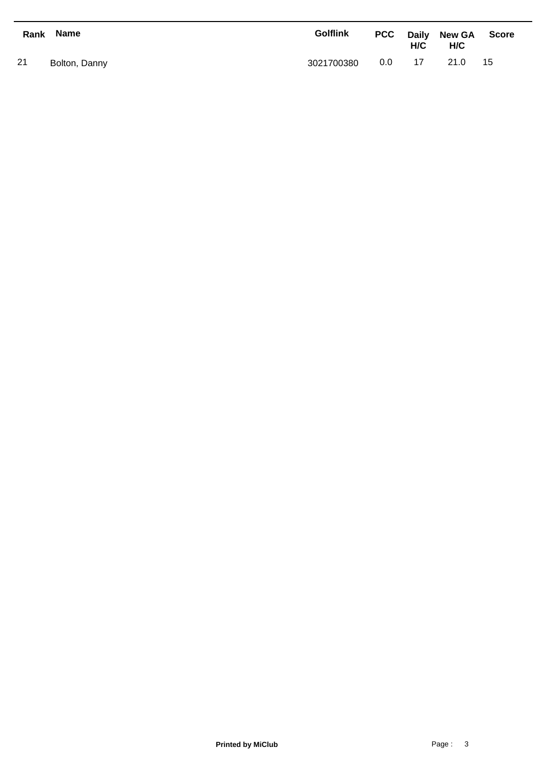| Rank | Name | Golflink | PCC | Daily H/C | New GA H/C | Score |
|---|---|---|---|---|---|---|
| 21 | Bolton, Danny | 3021700380 | 0.0 | 17 | 21.0 | 15 |

**Printed by MiClub**